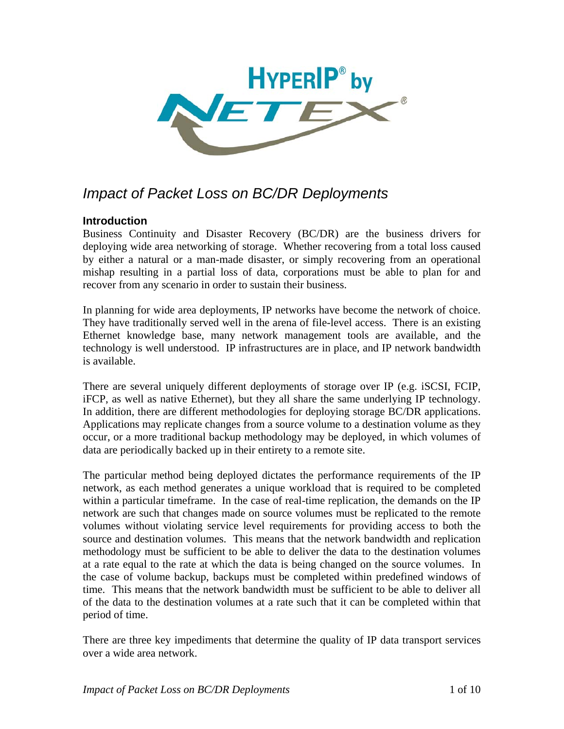# Impact of Packet Loss on BC/DR Deployments

## Introduction

Business Continuity and Disaster Recovery (BC/DR) are the business drivers for deploying wide area networking of storage. Whether recovering from a total loss caused by either a natural or a man-made disaster, or simply recovering from an operational mishap resulting in a partial loss of data, corporations must be able to plan for and recover from any scenario in order to sustain their business.

In planning for wide area deployments, IP networks have become the network of choice. They have traditionally served well in the arena of file-level access. There is an existing Ethernet knowledge base, many network management tools are available, and the technology is well understood. IP infrastructures are in place, and IP network bandwidth is available.

There are several uniquely different deployments of storage over IP (e.g. iSCSI, FCIP, iFCP, as well as native Ethernet), but they all share the same underlying IP technology. In addition, there are different methodologies for deploying storage BC/DR applications. Applications may replicate changes from a source volume to a destination volume as they occur, or a more traditional backup methodology may be deployed, in which volumes of data are periodically backed up in their entirety to a remote site.

The particular method being deployed dictates the performance requirements of the IP network, as each method generates a unique workload that is required to be completed within a particular timeframe. In the case of real-time replication, the demands on the IP network are such that changes made on source volumes must be replicated to the remote volumes without violating service level requirements for providing access to both the source and destination volumes. This means that the network bandwidth and replication methodology must be sufficient to be able to deliver the data to the destination volumes at a rate equal to the rate at which the data is being changed on the source volumes. In the case of volume backup, backups must be completed within predefined windows of time. This means that the network bandwidth must be sufficient to be able to deliver all of the data to the destination volumes at a rate such that it can be completed within that period of time.

There are three key impediments that determine the quality of IP data transport services over a wide area network.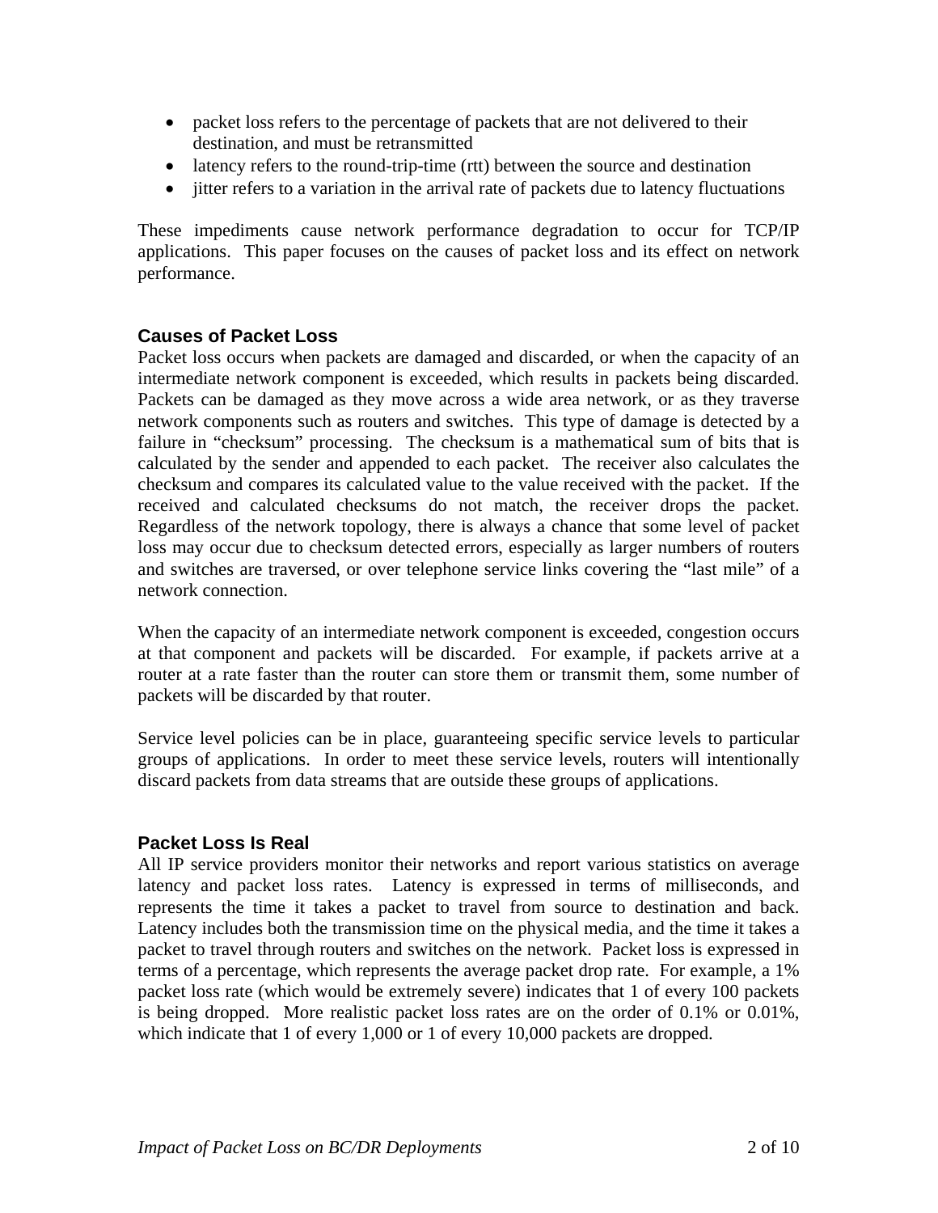- packet loss refers to the percentage of packets that are not delivered to their destination, and must be retransmitted
- latency refers to the round-trip-time (rtt) between the source and destination
- jitter refers to a variation in the arrival rate of packets due to latency fluctuations

These impediments cause network performance degradation to occur for TCP/IP applications. This paper focuses on the causes of packet loss and its effect on network performance.

## Causes of Packet Loss

Packet loss occurs when packets are damaged and discarded, or when the capacity of an intermediate network component is exceeded, which results in packets being discarded. Packets can be damaged as they move across a wide area network, or as they traverse network components such as routers and switches. This type of damage is detected by a failure in "checksum" processing. The checksum is a mathematical sum of bits that is calculated by the sender and appended to each packet. The receiver also calculates the checksum and compares its calculated value to the value received with the packet. If the received and calculated checksums do not match, the receiver drops the packet. Regardless of the network topology, there is always a chance that some level of packet loss may occur due to checksum detected errors, especially as larger numbers of routers and switches are traversed, or over telephone service links covering the "last mile" of a network connection.

When the capacity of an intermediate network component is exceeded, congestion occurs at that component and packets will be discarded. For example, if packets arrive at a router at a rate faster than the router can store them or transmit them, some number of packets will be discarded by that router.

Service level policies can be in place, guaranteeing specific service levels to particular groups of applications. In order to meet these service levels, routers will intentionally discard packets from data streams that are outside these groups of applications.

## Packet Loss Is Real

All IP service providers monitor their networks and report various statistics on average latency and packet loss rates. Latency is expressed in terms of milliseconds, and represents the time it takes a packet to travel from source to destination and back. Latency includes both the transmission time on the physical media, and the time it takes a packet to travel through routers and switches on the network. Packet loss is expressed in terms of a percentage, which represents the average packet drop rate. For example, a 1% packet loss rate (which would be extremely severe) indicates that 1 of every 100 packets is being dropped. More realistic packet loss rates are on the order of 0.1% or 0.01%, which indicate that 1 of every 1,000 or 1 of every 10,000 packets are dropped.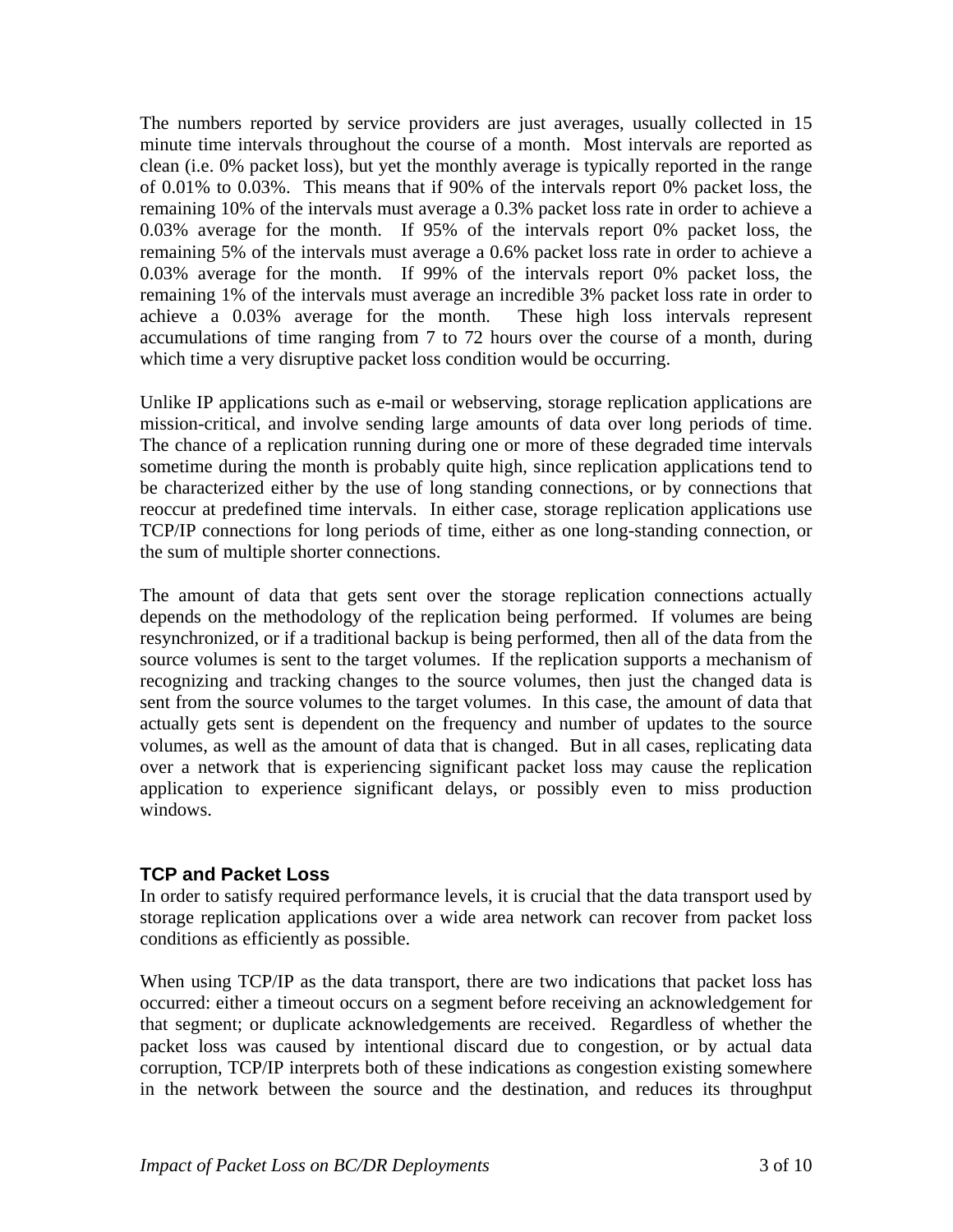The numbers reported by service providers are just averages, usually collected in 15 minute time intervals throughout the course of a month. Most intervals are reported as clean (i.e. 0% packet loss), but yet the monthly average is typically reported in the range of 0.01% to 0.03%. This means that if 90% of the intervals report 0% packet loss, the remaining 10% of the intervals must average a 0.3% packet loss rate in order to achieve a 0.03% average for the month. If 95% of the intervals report 0% packet loss, the remaining 5% of the intervals must average a 0.6% packet loss rate in order to achieve a 0.03% average for the month. If 99% of the intervals report 0% packet loss, the remaining 1% of the intervals must average an incredible 3% packet loss rate in order to achieve a 0.03% average for the month. These high loss intervals represent accumulations of time ranging from 7 to 72 hours over the course of a month, during which time a very disruptive packet loss condition would be occurring.

Unlike IP applications such as e-mail or webserving, storage replication applications are mission-critical, and involve sending large amounts of data over long periods of time. The chance of a replication running during one or more of these degraded time intervals sometime during the month is probably quite high, since replication applications tend to be characterized either by the use of long standing connections, or by connections that reoccur at predefined time intervals. In either case, storage replication applications use TCP/IP connections for long periods of time, either as one long-standing connection, or the sum of multiple shorter connections.

The amount of data that gets sent over the storage replication connections actually depends on the methodology of the replication being performed. If volumes are being resynchronized, or if a traditional backup is being performed, then all of the data from the source volumes is sent to the target volumes. If the replication supports a mechanism of recognizing and tracking changes to the source volumes, then just the changed data is sent from the source volumes to the target volumes. In this case, the amount of data that actually gets sent is dependent on the frequency and number of updates to the source volumes, as well as the amount of data that is changed. But in all cases, replicating data over a network that is experiencing significant packet loss may cause the replication application to experience significant delays, or possibly even to miss production windows.

### TCP and Packet Loss

In order to satisfy required performance levels, it is crucial that the data transport used by storage replication applications over a wide area network can recover from packet loss conditions as efficiently as possible.

When using TCP/IP as the data transport, there are two indications that packet loss has occurred: either a timeout occurs on a segment before receiving an acknowledgement for that segment; or duplicate acknowledgements are received. Regardless of whether the packet loss was caused by intentional discard due to congestion, or by actual data corruption, TCP/IP interprets both of these indications as congestion existing somewhere in the network between the source and the destination, and reduces its throughput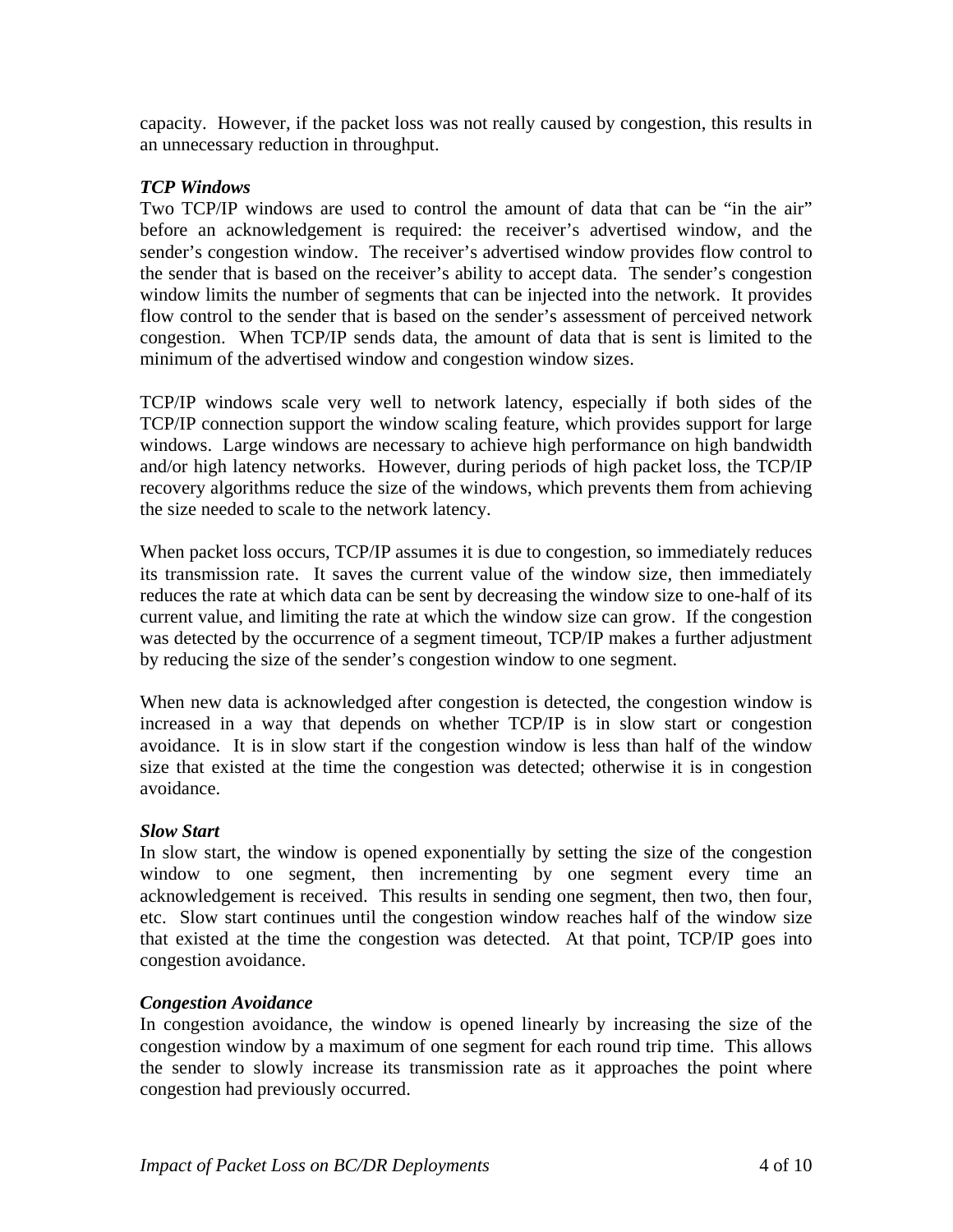capacity. However, if the packet loss was not really caused by congestion, this results in an unnecessary reduction in throughput.

***TCP Windows***

Two TCP/IP windows are used to control the amount of data that can be "in the air" before an acknowledgement is required: the receiver's advertised window, and the sender's congestion window. The receiver's advertised window provides flow control to the sender that is based on the receiver's ability to accept data. The sender's congestion window limits the number of segments that can be injected into the network. It provides flow control to the sender that is based on the sender's assessment of perceived network congestion. When TCP/IP sends data, the amount of data that is sent is limited to the minimum of the advertised window and congestion window sizes.

TCP/IP windows scale very well to network latency, especially if both sides of the TCP/IP connection support the window scaling feature, which provides support for large windows. Large windows are necessary to achieve high performance on high bandwidth and/or high latency networks. However, during periods of high packet loss, the TCP/IP recovery algorithms reduce the size of the windows, which prevents them from achieving the size needed to scale to the network latency.

When packet loss occurs, TCP/IP assumes it is due to congestion, so immediately reduces its transmission rate. It saves the current value of the window size, then immediately reduces the rate at which data can be sent by decreasing the window size to one-half of its current value, and limiting the rate at which the window size can grow. If the congestion was detected by the occurrence of a segment timeout, TCP/IP makes a further adjustment by reducing the size of the sender's congestion window to one segment.

When new data is acknowledged after congestion is detected, the congestion window is increased in a way that depends on whether TCP/IP is in slow start or congestion avoidance. It is in slow start if the congestion window is less than half of the window size that existed at the time the congestion was detected; otherwise it is in congestion avoidance.

***Slow Start***

In slow start, the window is opened exponentially by setting the size of the congestion window to one segment, then incrementing by one segment every time an acknowledgement is received. This results in sending one segment, then two, then four, etc. Slow start continues until the congestion window reaches half of the window size that existed at the time the congestion was detected. At that point, TCP/IP goes into congestion avoidance.

***Congestion Avoidance***

In congestion avoidance, the window is opened linearly by increasing the size of the congestion window by a maximum of one segment for each round trip time. This allows the sender to slowly increase its transmission rate as it approaches the point where congestion had previously occurred.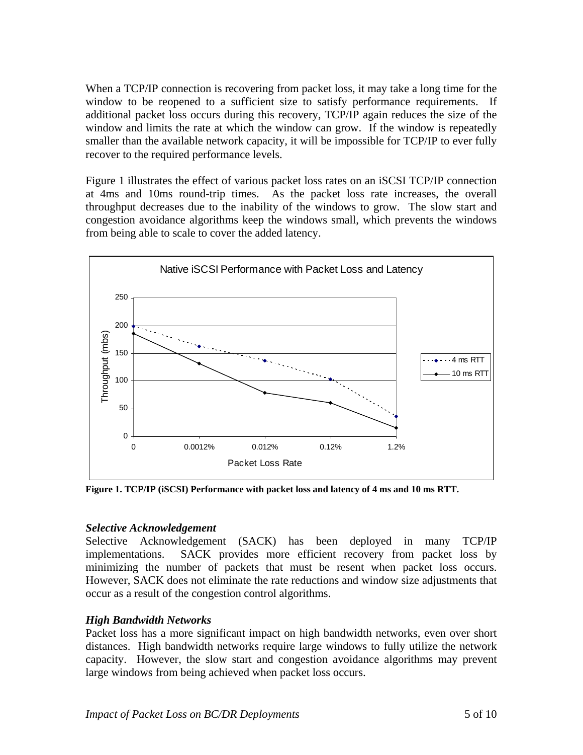When a TCP/IP connection is recovering from packet loss, it may take a long time for the window to be reopened to a sufficient size to satisfy performance requirements. If additional packet loss occurs during this recovery, TCP/IP again reduces the size of the window and limits the rate at which the window can grow. If the window is repeatedly smaller than the available network capacity, it will be impossible for TCP/IP to ever fully recover to the required performance levels.

Figure 1 illustrates the effect of various packet loss rates on an iSCSI TCP/IP connection at 4ms and 10ms round-trip times. As the packet loss rate increases, the overall throughput decreases due to the inability of the windows to grow. The slow start and congestion avoidance algorithms keep the windows small, which prevents the windows from being able to scale to cover the added latency.

**Figure 1. TCP/IP (iSCSI) Performance with packet loss and latency of 4 ms and 10 ms RTT.**

### *Selective Acknowledgement*

Selective Acknowledgement (SACK) has been deployed in many TCP/IP implementations. SACK provides more efficient recovery from packet loss by minimizing the number of packets that must be resent when packet loss occurs. However, SACK does not eliminate the rate reductions and window size adjustments that occur as a result of the congestion control algorithms.

### *High Bandwidth Networks*

Packet loss has a more significant impact on high bandwidth networks, even over short distances. High bandwidth networks require large windows to fully utilize the network capacity. However, the slow start and congestion avoidance algorithms may prevent large windows from being achieved when packet loss occurs.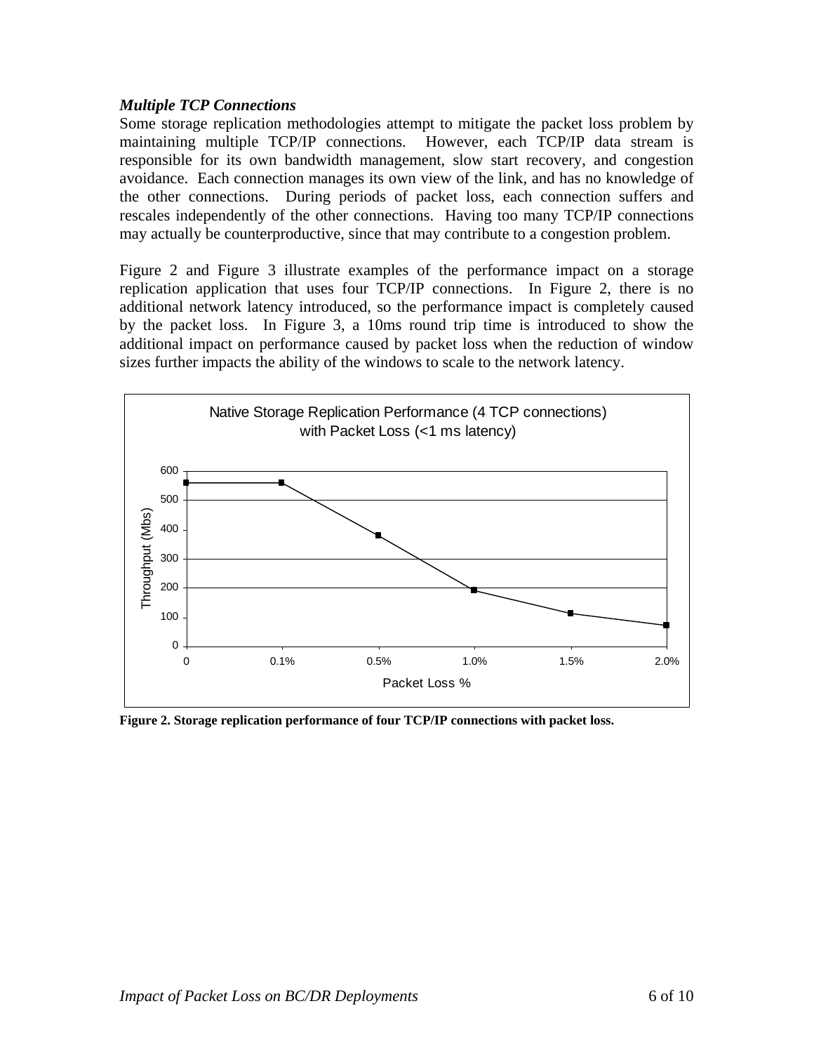### *Multiple TCP Connections*

Some storage replication methodologies attempt to mitigate the packet loss problem by maintaining multiple TCP/IP connections. However, each TCP/IP data stream is responsible for its own bandwidth management, slow start recovery, and congestion avoidance. Each connection manages its own view of the link, and has no knowledge of the other connections. During periods of packet loss, each connection suffers and rescales independently of the other connections. Having too many TCP/IP connections may actually be counterproductive, since that may contribute to a congestion problem.

Figure 2 and Figure 3 illustrate examples of the performance impact on a storage replication application that uses four TCP/IP connections. In Figure 2, there is no additional network latency introduced, so the performance impact is completely caused by the packet loss. In Figure 3, a 10ms round trip time is introduced to show the additional impact on performance caused by packet loss when the reduction of window sizes further impacts the ability of the windows to scale to the network latency.

**Figure 2. Storage replication performance of four TCP/IP connections with packet loss.**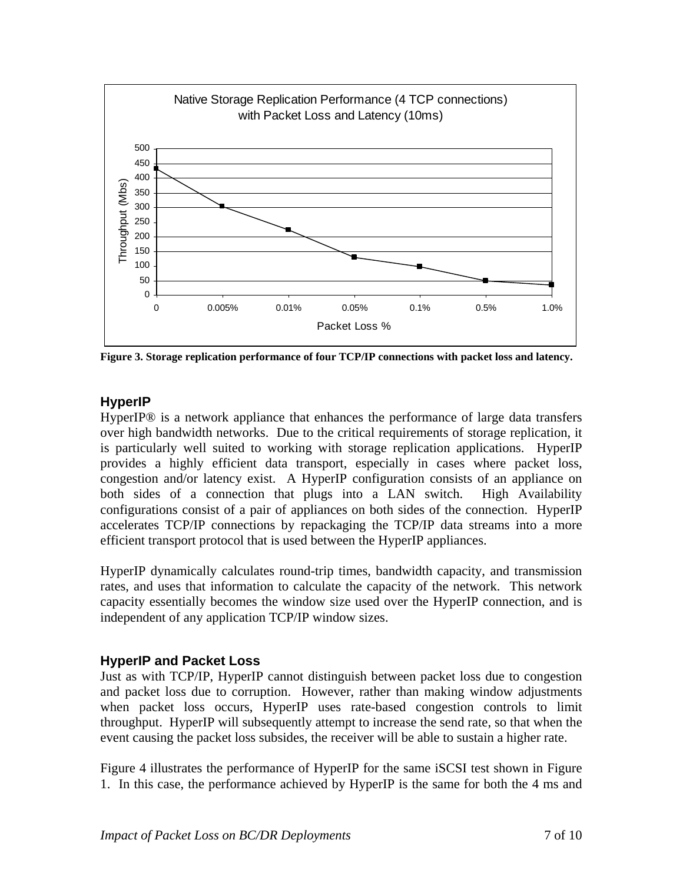Figure 3. Storage replication performance of four TCP/IP connections with packet loss and latency.

### HyperIP

HyperIP® is a network appliance that enhances the performance of large data transfers over high bandwidth networks. Due to the critical requirements of storage replication, it is particularly well suited to working with storage replication applications. HyperIP provides a highly efficient data transport, especially in cases where packet loss, congestion and/or latency exist. A HyperIP configuration consists of an appliance on both sides of a connection that plugs into a LAN switch. High Availability configurations consist of a pair of appliances on both sides of the connection. HyperIP accelerates TCP/IP connections by repackaging the TCP/IP data streams into a more efficient transport protocol that is used between the HyperIP appliances.

HyperIP dynamically calculates round-trip times, bandwidth capacity, and transmission rates, and uses that information to calculate the capacity of the network. This network capacity essentially becomes the window size used over the HyperIP connection, and is independent of any application TCP/IP window sizes.

### HyperIP and Packet Loss

Just as with TCP/IP, HyperIP cannot distinguish between packet loss due to congestion and packet loss due to corruption. However, rather than making window adjustments when packet loss occurs, HyperIP uses rate-based congestion controls to limit throughput. HyperIP will subsequently attempt to increase the send rate, so that when the event causing the packet loss subsides, the receiver will be able to sustain a higher rate.

Figure 4 illustrates the performance of HyperIP for the same iSCSI test shown in Figure 1. In this case, the performance achieved by HyperIP is the same for both the 4 ms and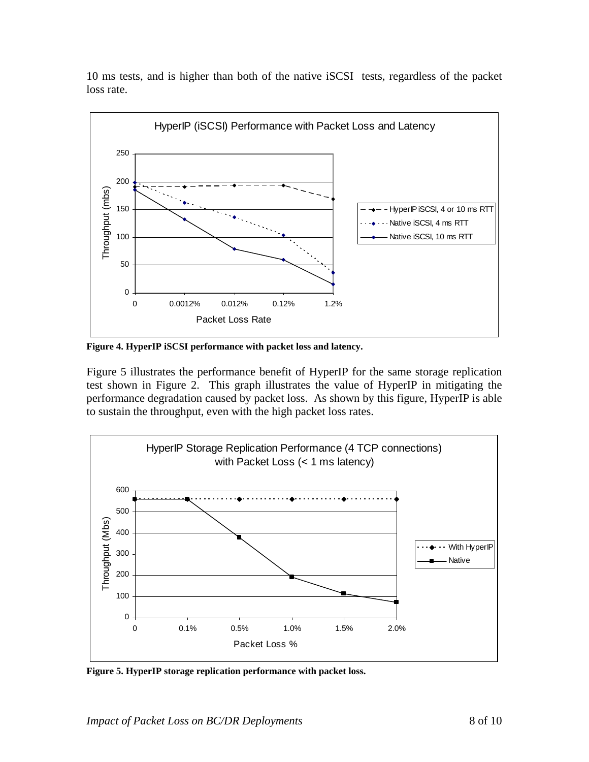10 ms tests, and is higher than both of the native iSCSI tests, regardless of the packet loss rate.

**Figure 4. HyperIP iSCSI performance with packet loss and latency.**

Figure 5 illustrates the performance benefit of HyperIP for the same storage replication test shown in Figure 2. This graph illustrates the value of HyperIP in mitigating the performance degradation caused by packet loss. As shown by this figure, HyperIP is able to sustain the throughput, even with the high packet loss rates.

**Figure 5. HyperIP storage replication performance with packet loss.**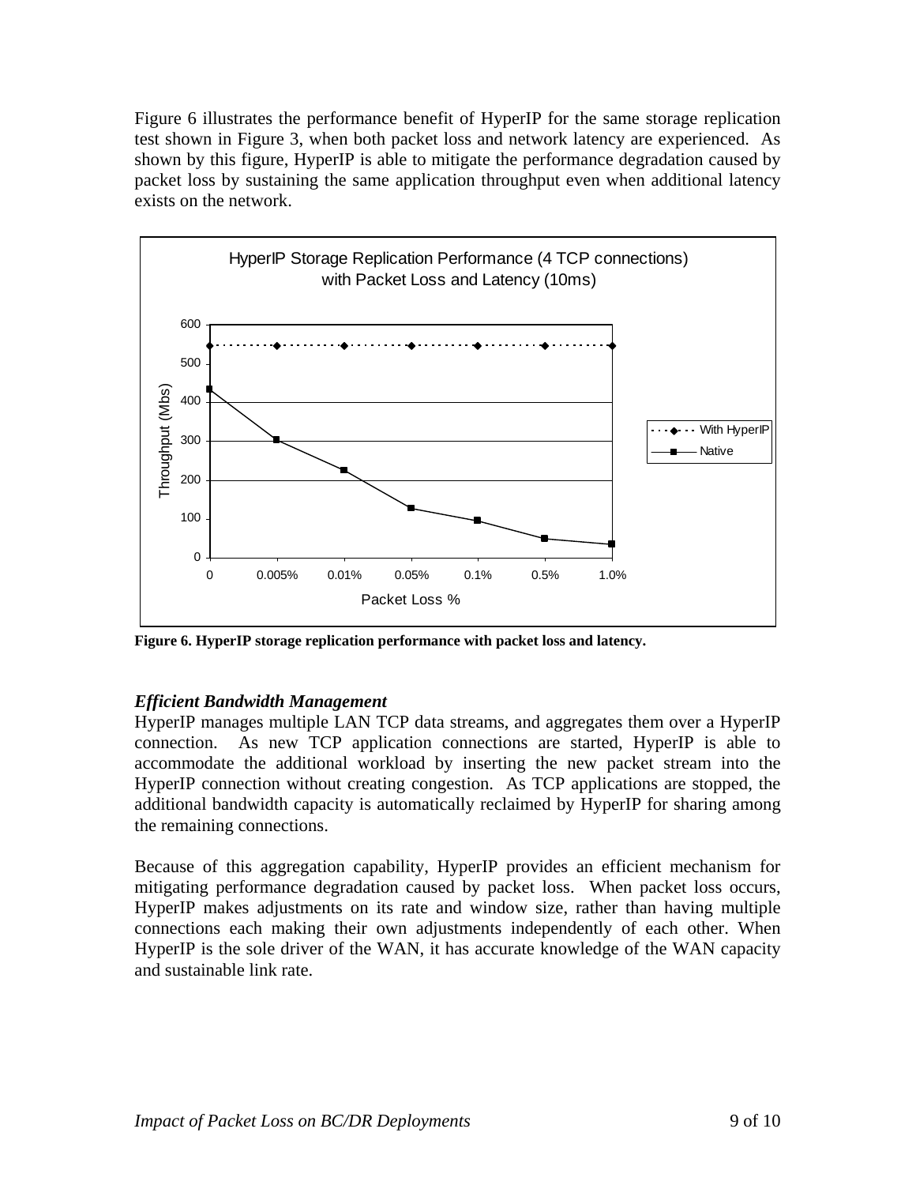Figure 6 illustrates the performance benefit of HyperIP for the same storage replication test shown in Figure 3, when both packet loss and network latency are experienced. As shown by this figure, HyperIP is able to mitigate the performance degradation caused by packet loss by sustaining the same application throughput even when additional latency exists on the network.

**Figure 6. HyperIP storage replication performance with packet loss and latency.**

### *Efficient Bandwidth Management*

HyperIP manages multiple LAN TCP data streams, and aggregates them over a HyperIP connection. As new TCP application connections are started, HyperIP is able to accommodate the additional workload by inserting the new packet stream into the HyperIP connection without creating congestion. As TCP applications are stopped, the additional bandwidth capacity is automatically reclaimed by HyperIP for sharing among the remaining connections.

Because of this aggregation capability, HyperIP provides an efficient mechanism for mitigating performance degradation caused by packet loss. When packet loss occurs, HyperIP makes adjustments on its rate and window size, rather than having multiple connections each making their own adjustments independently of each other. When HyperIP is the sole driver of the WAN, it has accurate knowledge of the WAN capacity and sustainable link rate.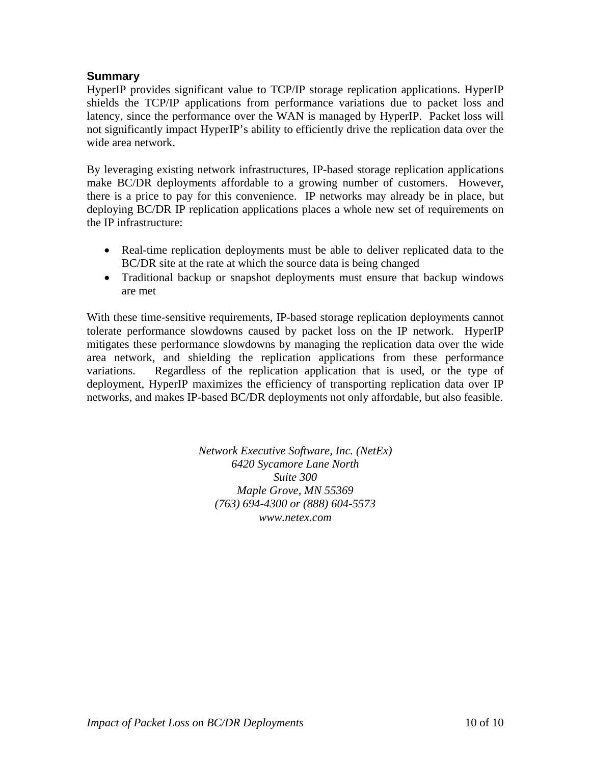## Summary

HyperIP provides significant value to TCP/IP storage replication applications. HyperIP shields the TCP/IP applications from performance variations due to packet loss and latency, since the performance over the WAN is managed by HyperIP. Packet loss will not significantly impact HyperIP's ability to efficiently drive the replication data over the wide area network.

By leveraging existing network infrastructures, IP-based storage replication applications make BC/DR deployments affordable to a growing number of customers. However, there is a price to pay for this convenience. IP networks may already be in place, but deploying BC/DR IP replication applications places a whole new set of requirements on the IP infrastructure:

- Real-time replication deployments must be able to deliver replicated data to the BC/DR site at the rate at which the source data is being changed
- Traditional backup or snapshot deployments must ensure that backup windows are met

With these time-sensitive requirements, IP-based storage replication deployments cannot tolerate performance slowdowns caused by packet loss on the IP network. HyperIP mitigates these performance slowdowns by managing the replication data over the wide area network, and shielding the replication applications from these performance variations. Regardless of the replication application that is used, or the type of deployment, HyperIP maximizes the efficiency of transporting replication data over IP networks, and makes IP-based BC/DR deployments not only affordable, but also feasible.

*Network Executive Software, Inc. (NetEx)*
*6420 Sycamore Lane North*
*Suite 300*
*Maple Grove, MN 55369*
*(763) 694-4300 or (888) 604-5573*
*www.netex.com*